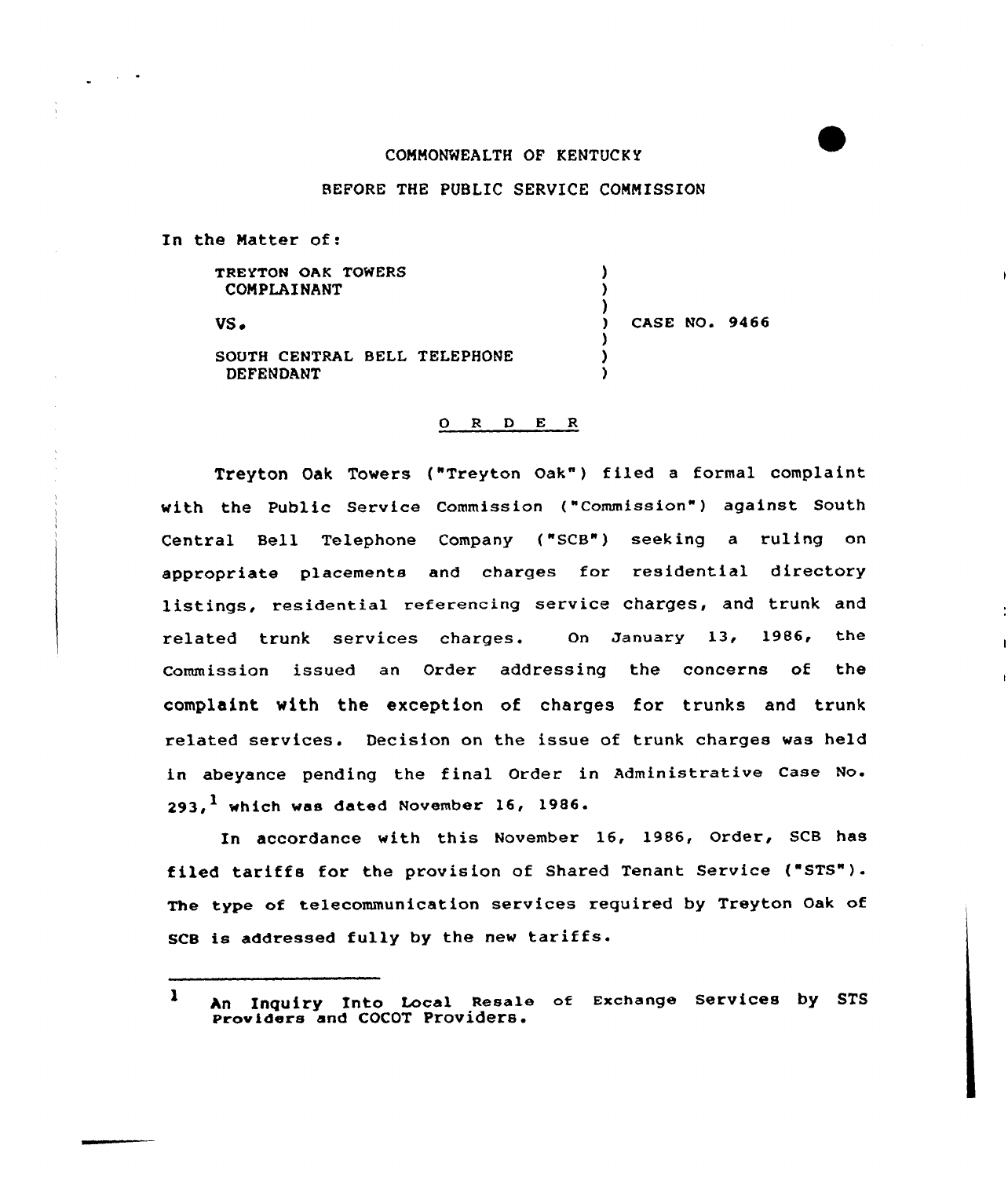COMMONWEALTH OF KENTUCKY

BEFORE THE PUBLIC SERVICE COMMISSION

In the Matter of:

| | | |
|---|---|---|
| TREYTON OAK TOWERS COMPLAINANT | ) | |
| VS. | ) | CASE NO. 9466 |
| SOUTH CENTRAL BELL TELEPHONE DEFENDANT | ) | |

O R D E R

Treyton Oak Towers ("Treyton Oak") filed a formal complaint with the Public Service Commission ("Commission") against South Central Bell Telephone Company ("SCB") seeking a ruling on appropriate placements and charges for residential directory listings, residential referencing service charges, and trunk and related trunk services charges. On January 13, 1986, the Commission issued an Order addressing the concerns of the complaint with the exception of charges for trunks and trunk related services. Decision on the issue of trunk charges was held in abeyance pending the final Order in Administrative Case No. 293,[1] which was dated November 16, 1986.

In accordance with this November 16, 1986, Order, SCB has filed tariffs for the provision of Shared Tenant Service ("STS"). The type of telecommunication services required by Treyton Oak of SCB is addressed fully by the new tariffs.

[1] An Inquiry Into Local Resale of Exchange Services by STS Providers and COCOT Providers.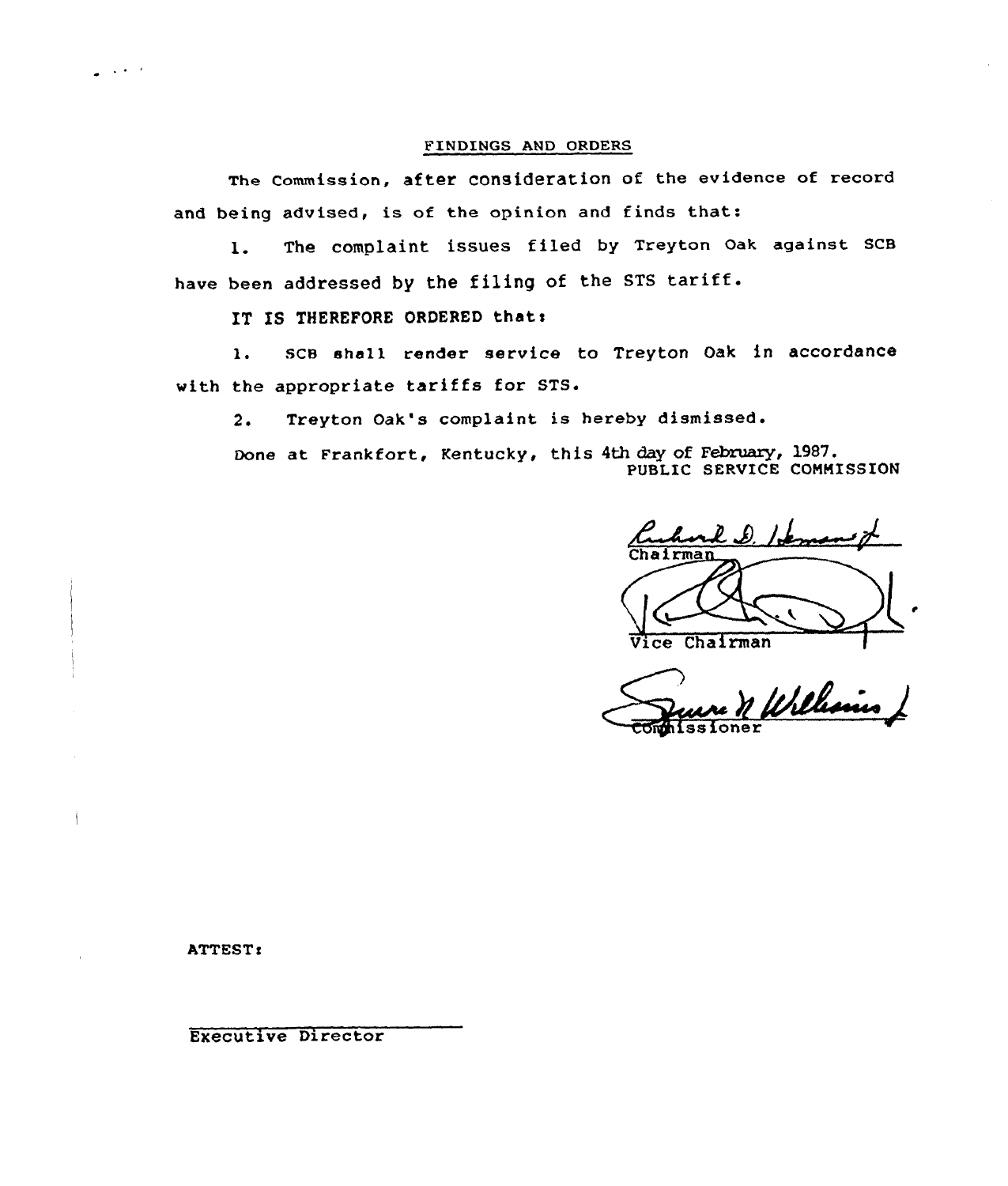## FINDINGS AND ORDERS

The Commission, after consideration of the evidence of record and being advised, is of the opinion and finds that:

1. The complaint issues filed by Treyton Oak against SCB have been addressed by the filing of the STS tariff.

IT IS THEREFORE ORDERED that:

1. SCB shall render service to Treyton Oak in accordance with the appropriate tariffs for STS.

2. Treyton Oak's complaint is hereby dismissed.

Done at Frankfort, Kentucky, this 4th day of February, 1987.

PUBLIC SERVICE COMMISSION

Chairman

Vice Chairman

Commissioner

ATTEST:

Executive Director